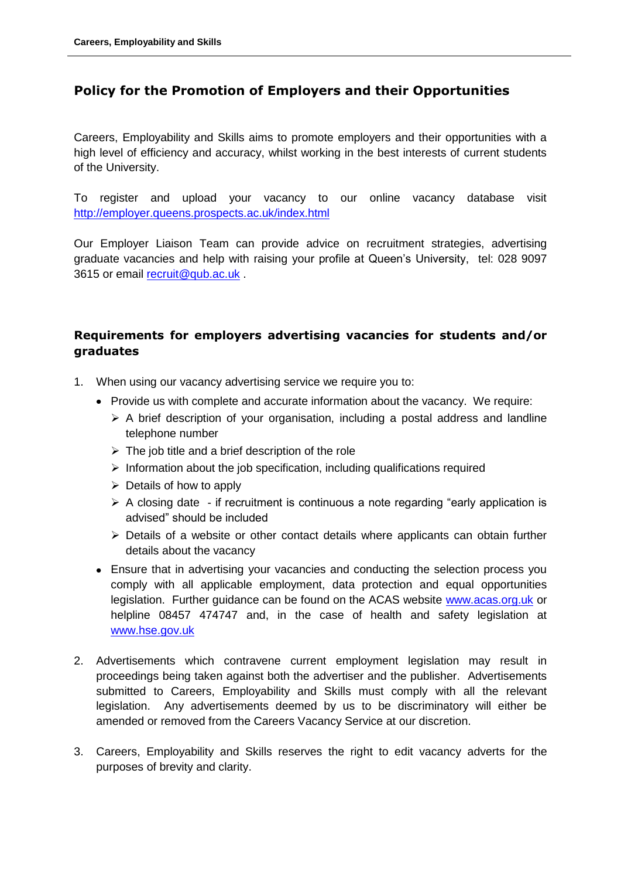## Policy for the Promotion of Employers and their Opportunities

Careers, Employability and Skills aims to promote employers and their opportunities with a high level of efficiency and accuracy, whilst working in the best interests of current students of the University.

To register and upload your vacancy to our online vacancy database visit http://employer.queens.prospects.ac.uk/index.html

Our Employer Liaison Team can provide advice on recruitment strategies, advertising graduate vacancies and help with raising your profile at Queen's University, tel: 028 9097 3615 or email recruit@qub.ac.uk .

## Requirements for employers advertising vacancies for students and/or graduates

1. When using our vacancy advertising service we require you to:
   - Provide us with complete and accurate information about the vacancy. We require:
     - A brief description of your organisation, including a postal address and landline telephone number
     - The job title and a brief description of the role
     - Information about the job specification, including qualifications required
     - Details of how to apply
     - A closing date - if recruitment is continuous a note regarding "early application is advised" should be included
     - Details of a website or other contact details where applicants can obtain further details about the vacancy
   - Ensure that in advertising your vacancies and conducting the selection process you comply with all applicable employment, data protection and equal opportunities legislation. Further guidance can be found on the ACAS website www.acas.org.uk or helpline 08457 474747 and, in the case of health and safety legislation at www.hse.gov.uk

2. Advertisements which contravene current employment legislation may result in proceedings being taken against both the advertiser and the publisher. Advertisements submitted to Careers, Employability and Skills must comply with all the relevant legislation. Any advertisements deemed by us to be discriminatory will either be amended or removed from the Careers Vacancy Service at our discretion.

3. Careers, Employability and Skills reserves the right to edit vacancy adverts for the purposes of brevity and clarity.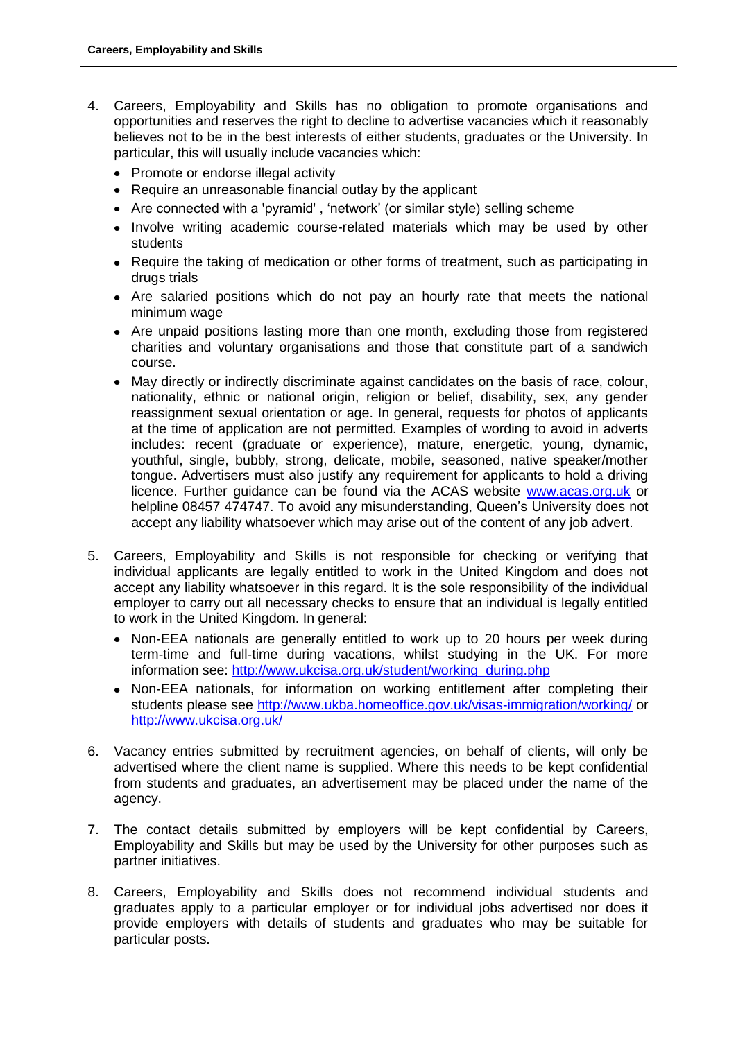4. Careers, Employability and Skills has no obligation to promote organisations and opportunities and reserves the right to decline to advertise vacancies which it reasonably believes not to be in the best interests of either students, graduates or the University. In particular, this will usually include vacancies which:
   - Promote or endorse illegal activity
   - Require an unreasonable financial outlay by the applicant
   - Are connected with a 'pyramid' , 'network' (or similar style) selling scheme
   - Involve writing academic course-related materials which may be used by other students
   - Require the taking of medication or other forms of treatment, such as participating in drugs trials
   - Are salaried positions which do not pay an hourly rate that meets the national minimum wage
   - Are unpaid positions lasting more than one month, excluding those from registered charities and voluntary organisations and those that constitute part of a sandwich course.
   - May directly or indirectly discriminate against candidates on the basis of race, colour, nationality, ethnic or national origin, religion or belief, disability, sex, any gender reassignment sexual orientation or age. In general, requests for photos of applicants at the time of application are not permitted. Examples of wording to avoid in adverts includes: recent (graduate or experience), mature, energetic, young, dynamic, youthful, single, bubbly, strong, delicate, mobile, seasoned, native speaker/mother tongue. Advertisers must also justify any requirement for applicants to hold a driving licence. Further guidance can be found via the ACAS website [www.acas.org.uk](www.acas.org.uk) or helpline 08457 474747. To avoid any misunderstanding, Queen's University does not accept any liability whatsoever which may arise out of the content of any job advert.

5. Careers, Employability and Skills is not responsible for checking or verifying that individual applicants are legally entitled to work in the United Kingdom and does not accept any liability whatsoever in this regard. It is the sole responsibility of the individual employer to carry out all necessary checks to ensure that an individual is legally entitled to work in the United Kingdom. In general:
   - Non-EEA nationals are generally entitled to work up to 20 hours per week during term-time and full-time during vacations, whilst studying in the UK. For more information see: [http://www.ukcisa.org.uk/student/working_during.php](http://www.ukcisa.org.uk/student/working_during.php)
   - Non-EEA nationals, for information on working entitlement after completing their students please see [http://www.ukba.homeoffice.gov.uk/visas-immigration/working/](http://www.ukba.homeoffice.gov.uk/visas-immigration/working/) or [http://www.ukcisa.org.uk/](http://www.ukcisa.org.uk/)

6. Vacancy entries submitted by recruitment agencies, on behalf of clients, will only be advertised where the client name is supplied. Where this needs to be kept confidential from students and graduates, an advertisement may be placed under the name of the agency.

7. The contact details submitted by employers will be kept confidential by Careers, Employability and Skills but may be used by the University for other purposes such as partner initiatives.

8. Careers, Employability and Skills does not recommend individual students and graduates apply to a particular employer or for individual jobs advertised nor does it provide employers with details of students and graduates who may be suitable for particular posts.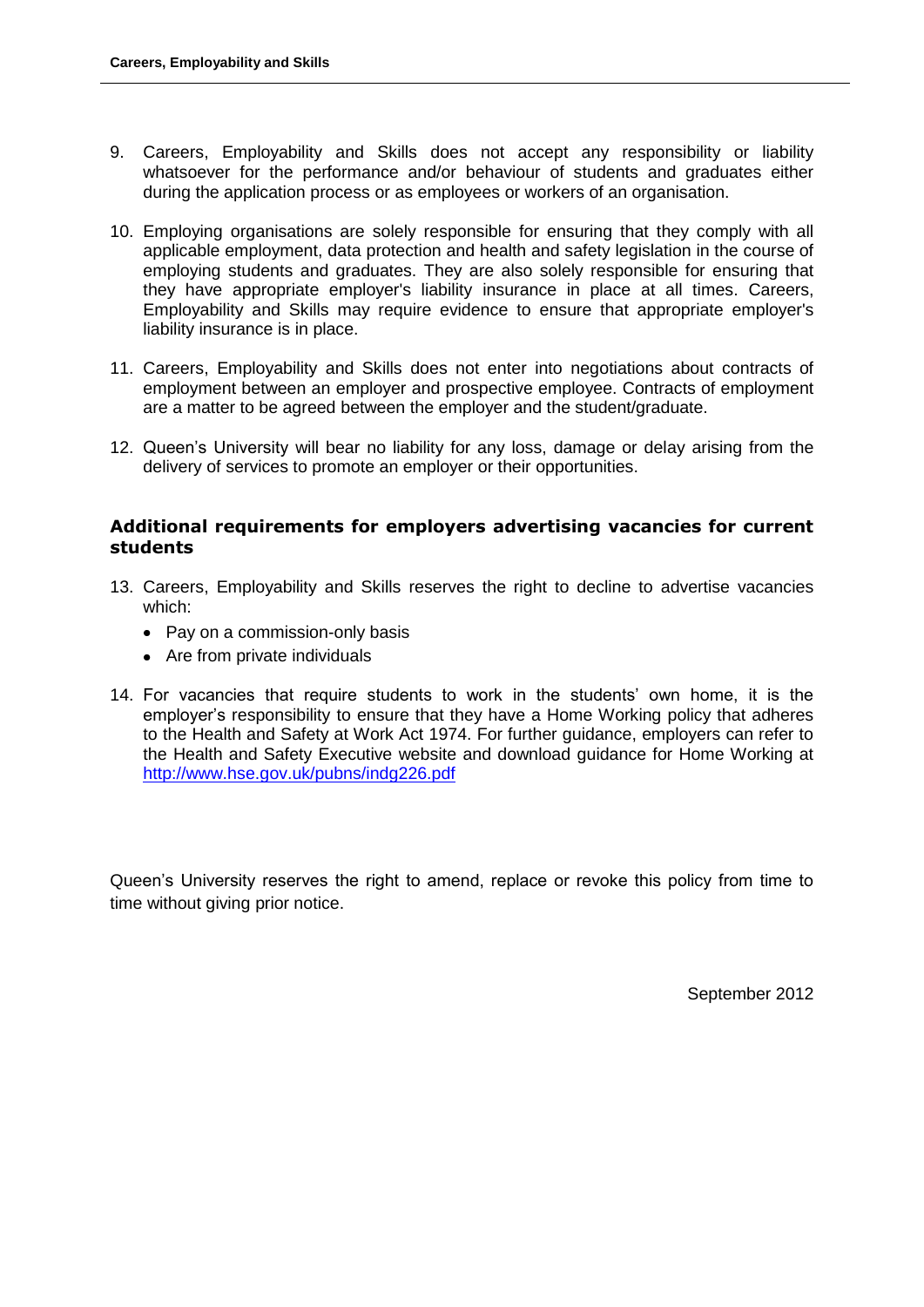9. Careers, Employability and Skills does not accept any responsibility or liability whatsoever for the performance and/or behaviour of students and graduates either during the application process or as employees or workers of an organisation.

10. Employing organisations are solely responsible for ensuring that they comply with all applicable employment, data protection and health and safety legislation in the course of employing students and graduates. They are also solely responsible for ensuring that they have appropriate employer's liability insurance in place at all times. Careers, Employability and Skills may require evidence to ensure that appropriate employer's liability insurance is in place.

11. Careers, Employability and Skills does not enter into negotiations about contracts of employment between an employer and prospective employee. Contracts of employment are a matter to be agreed between the employer and the student/graduate.

12. Queen's University will bear no liability for any loss, damage or delay arising from the delivery of services to promote an employer or their opportunities.

## Additional requirements for employers advertising vacancies for current students

13. Careers, Employability and Skills reserves the right to decline to advertise vacancies which:
    - Pay on a commission-only basis
    - Are from private individuals

14. For vacancies that require students to work in the students' own home, it is the employer's responsibility to ensure that they have a Home Working policy that adheres to the Health and Safety at Work Act 1974. For further guidance, employers can refer to the Health and Safety Executive website and download guidance for Home Working at http://www.hse.gov.uk/pubns/indg226.pdf

Queen's University reserves the right to amend, replace or revoke this policy from time to time without giving prior notice.

September 2012